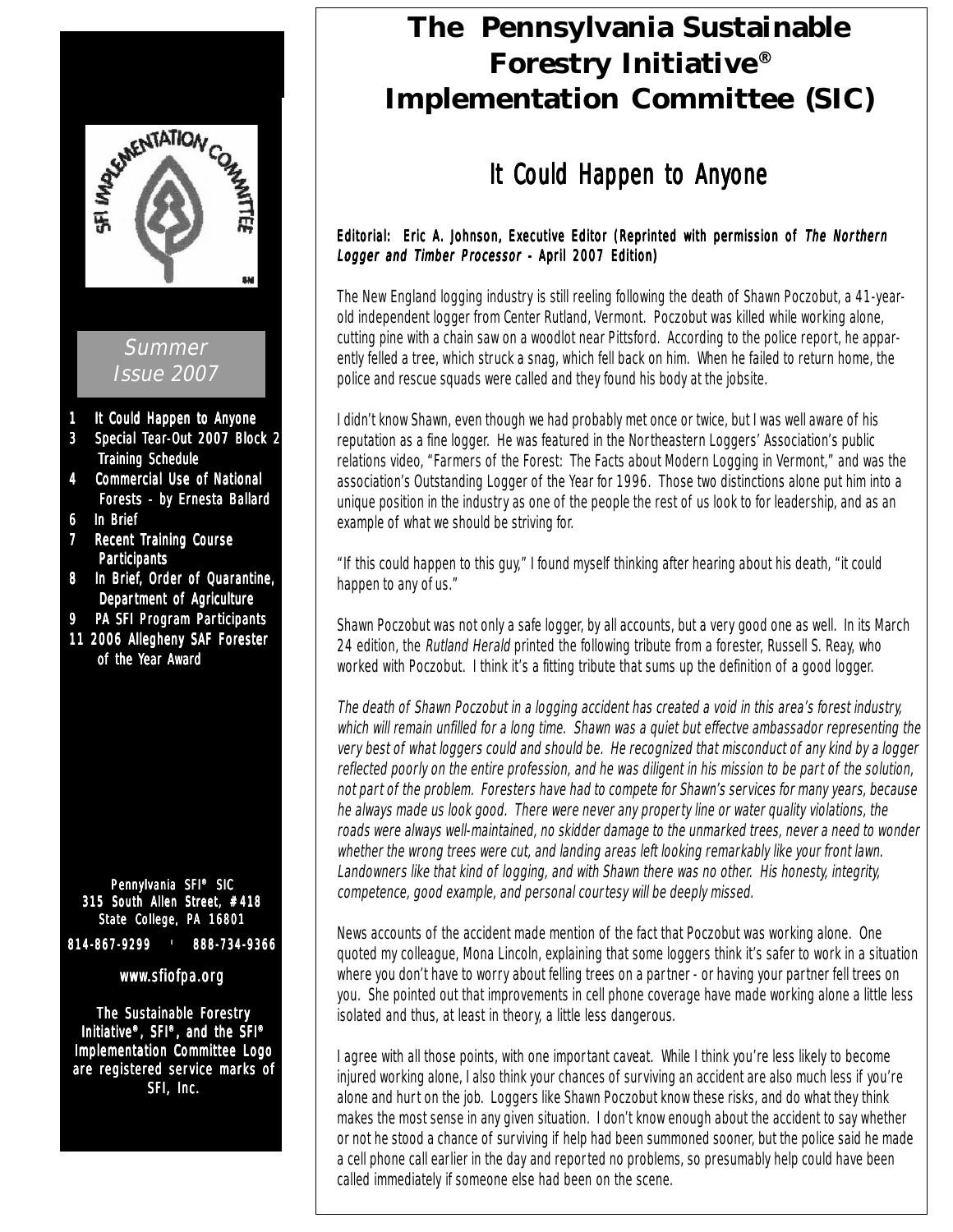# The Pennsylvania Sustainable Forestry Initiative® Implementation Committee (SIC)

Summer Issue 2007

1 It Could Happen to Anyone
3 Special Tear-Out 2007 Block 2 Training Schedule
4 Commercial Use of National Forests - by Ernesta Ballard
6 In Brief
7 Recent Training Course Participants
8 In Brief, Order of Quarantine, Department of Agriculture
9 PA SFI Program Participants
11 2006 Allegheny SAF Forester of the Year Award

Pennylvania SFI® SIC
315 South Allen Street, #418
State College, PA 16801

814-867-9299 • 888-734-9366

www.sfiofpa.org

The Sustainable Forestry Initiative®, SFI®, and the SFI® Implementation Committee Logo are registered service marks of SFI, Inc.

## It Could Happen to Anyone

**Editorial: Eric A. Johnson, Executive Editor (Reprinted with permission of *The Northern Logger and Timber Processor* - April 2007 Edition)**

The New England logging industry is still reeling following the death of Shawn Poczobut, a 41-year-old independent logger from Center Rutland, Vermont. Poczobut was killed while working alone, cutting pine with a chain saw on a woodlot near Pittsford. According to the police report, he apparently felled a tree, which struck a snag, which fell back on him. When he failed to return home, the police and rescue squads were called and they found his body at the jobsite.

I didn't know Shawn, even though we had probably met once or twice, but I was well aware of his reputation as a fine logger. He was featured in the Northeastern Loggers' Association's public relations video, "Farmers of the Forest: The Facts about Modern Logging in Vermont," and was the association's Outstanding Logger of the Year for 1996. Those two distinctions alone put him into a unique position in the industry as one of the people the rest of us look to for leadership, and as an example of what we should be striving for.

"If this could happen to this guy," I found myself thinking after hearing about his death, "it could happen to any of us."

Shawn Poczobut was not only a safe logger, by all accounts, but a very good one as well. In its March 24 edition, the *Rutland Herald* printed the following tribute from a forester, Russell S. Reay, who worked with Poczobut. I think it's a fitting tribute that sums up the definition of a good logger.

*The death of Shawn Poczobut in a logging accident has created a void in this area's forest industry, which will remain unfilled for a long time. Shawn was a quiet but effectve ambassador representing the very best of what loggers could and should be. He recognized that misconduct of any kind by a logger reflected poorly on the entire profession, and he was diligent in his mission to be part of the solution, not part of the problem. Foresters have had to compete for Shawn's services for many years, because he always made us look good. There were never any property line or water quality violations, the roads were always well-maintained, no skidder damage to the unmarked trees, never a need to wonder whether the wrong trees were cut, and landing areas left looking remarkably like your front lawn. Landowners like that kind of logging, and with Shawn there was no other. His honesty, integrity, competence, good example, and personal courtesy will be deeply missed.*

News accounts of the accident made mention of the fact that Poczobut was working alone. One quoted my colleague, Mona Lincoln, explaining that some loggers think it's safer to work in a situation where you don't have to worry about felling trees on a partner - or having your partner fell trees on you. She pointed out that improvements in cell phone coverage have made working alone a little less isolated and thus, at least in theory, a little less dangerous.

I agree with all those points, with one important caveat. While I think you're less likely to become injured working alone, I also think your chances of surviving an accident are also much less if you're alone and hurt on the job. Loggers like Shawn Poczobut know these risks, and do what they think makes the most sense in any given situation. I don't know enough about the accident to say whether or not he stood a chance of surviving if help had been summoned sooner, but the police said he made a cell phone call earlier in the day and reported no problems, so presumably help could have been called immediately if someone else had been on the scene.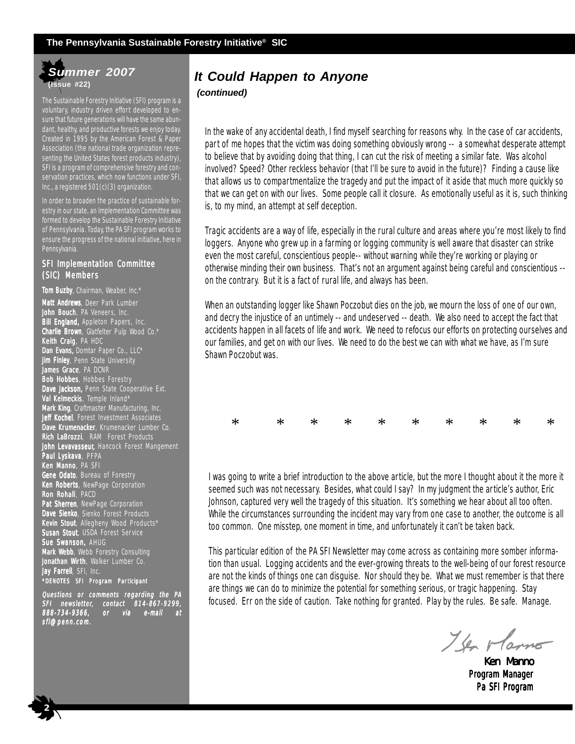**Summer 2007**
**(Issue #22)**

The Sustainable Forestry Initiative (SFI) program is a voluntary, industry driven effort developed to ensure that future generations will have the same abundant, healthy, and productive forests we enjoy today. Created in 1995 by the American Forest & Paper Association (the national trade organization representing the United States forest products industry), SFI is a program of comprehensive forestry and conservation practices, which now functions under SFI, Inc., a registered 501(c)(3) organization.

In order to broaden the practice of sustainable forestry in our state, an Implementation Committee was formed to develop the Sustainable Forestry Initiative of Pennsylvania. Today, the PA SFI program works to ensure the progress of the national initiative, here in Pennsylvania.

### SFI Implementation Committee (SIC) Members

**Tom Buzby**, Chairman, Weaber, Inc.*
**Matt Andrews**, Deer Park Lumber
**John Bouch**, PA Veneers, Inc.
**Bill England,** Appleton Papers, Inc.
**Charlie Brown**, Glatfelter Pulp Wood Co.*
**Keith Craig**, PA HDC
**Dan Evans,** Domtar Paper Co., LLC*
**Jim Finley**, Penn State University
**James Grace**, PA DCNR
**Bob Hobbes**, Hobbes Forestry
**Dave Jackson,** Penn State Cooperative Ext.
**Val Kelmeckis**, Temple Inland*
**Mark King**, Craftmaster Manufacturing, Inc.
**Jeff Kochel**, Forest Investment Associates
**Dave Krumenacker**, Krumenacker Lumber Co.
**Rich LaBrozzi**, RAM Forest Products
**John Levavasseur,** Hancock Forest Mangement
**Paul Lyskava**, PFPA
**Ken Manno**, PA SFI
**Gene Odato**, Bureau of Forestry
**Ken Roberts**, NewPage Corporation
**Ron Rohall**, PACD
**Pat Sherren**, NewPage Corporation
**Dave Sienko**, Sienko Forest Products
**Kevin Stout**, Allegheny Wood Products*
**Susan Stout**, USDA Forest Service
**Sue Swanson,** AHUG
**Mark Webb**, Webb Forestry Consulting
**Jonathan Wirth**, Walker Lumber Co.
**Jay Farrell**, SFI, Inc.
***DENOTES SFI Program Participant**

***Questions or comments regarding the PA SFI newsletter, contact 814-867-9299, 888-734-9366, or via e-mail at sfi@penn.com.***

## It Could Happen to Anyone

***(continued)***

In the wake of any accidental death, I find myself searching for reasons why. In the case of car accidents, part of me hopes that the victim was doing something obviously wrong -- a somewhat desperate attempt to believe that by avoiding doing that thing, I can cut the risk of meeting a similar fate. Was alcohol involved? Speed? Other reckless behavior (that I'll be sure to avoid in the future)? Finding a cause like that allows us to compartmentalize the tragedy and put the impact of it aside that much more quickly so that we can get on with our lives. Some people call it closure. As emotionally useful as it is, such thinking is, to my mind, an attempt at self deception.

Tragic accidents are a way of life, especially in the rural culture and areas where you're most likely to find loggers. Anyone who grew up in a farming or logging community is well aware that disaster can strike even the most careful, conscientious people-- without warning while they're working or playing or otherwise minding their own business. That's not an argument against being careful and conscientious -- on the contrary. But it is a fact of rural life, and always has been.

When an outstanding logger like Shawn Poczobut dies on the job, we mourn the loss of one of our own, and decry the injustice of an untimely -- and undeserved -- death. We also need to accept the fact that accidents happen in all facets of life and work. We need to refocus our efforts on protecting ourselves and our families, and get on with our lives. We need to do the best we can with what we have, as I'm sure Shawn Poczobut was.

*          *          *          *          *          *          *          *          *          *

I was going to write a brief introduction to the above article, but the more I thought about it the more it seemed such was not necessary. Besides, what could I say? In my judgment the article's author, Eric Johnson, captured very well the tragedy of this situation. It's something we hear about all too often. While the circumstances surrounding the incident may vary from one case to another, the outcome is all too common. One misstep, one moment in time, and unfortunately it can't be taken back.

This particular edition of the PA SFI Newsletter may come across as containing more somber information than usual. Logging accidents and the ever-growing threats to the well-being of our forest resource are not the kinds of things one can disguise. Nor should they be. What we must remember is that there are things we can do to minimize the potential for something serious, or tragic happening. Stay focused. Err on the side of caution. Take nothing for granted. Play by the rules. Be safe. Manage.

Ken Manno
Program Manager
Pa SFI Program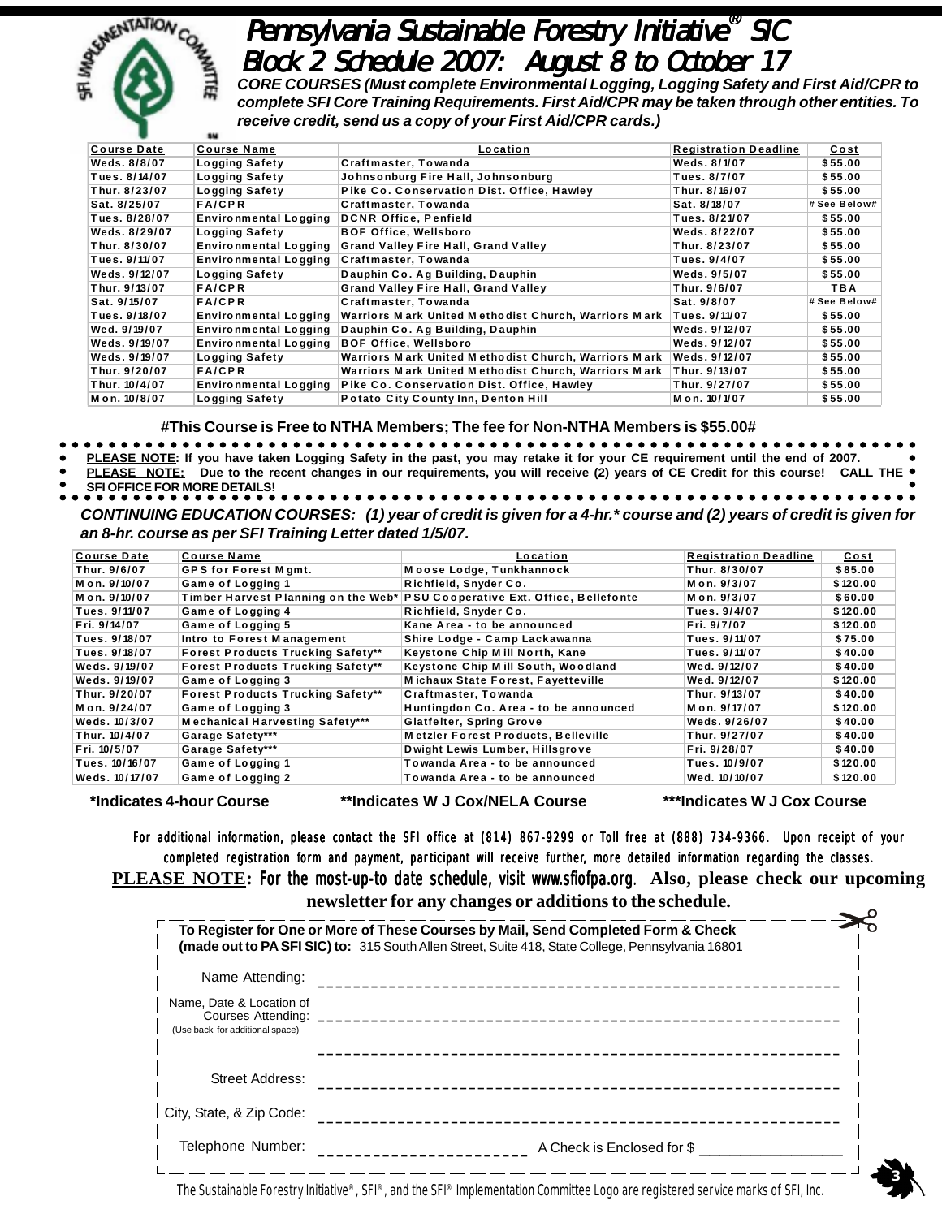# Pennsylvania Sustainable Forestry Initiative® SIC Block 2 Schedule 2007: August 8 to October 17

***CORE COURSES (Must complete Environmental Logging, Logging Safety and First Aid/CPR to complete SFI Core Training Requirements. First Aid/CPR may be taken through other entities. To receive credit, send us a copy of your First Aid/CPR cards.)***

| Course Date | Course Name | Location | Registration Deadline | Cost |
|---|---|---|---|---|
| Weds. 8/8/07 | Logging Safety | Craftmaster, Towanda | Weds. 8/1/07 | $55.00 |
| Tues. 8/14/07 | Logging Safety | Johnsonburg Fire Hall, Johnsonburg | Tues. 8/7/07 | $55.00 |
| Thur. 8/23/07 | Logging Safety | Pike Co. Conservation Dist. Office, Hawley | Thur. 8/16/07 | $55.00 |
| Sat. 8/25/07 | FA/CPR | Craftmaster, Towanda | Sat. 8/18/07 | # See Below# |
| Tues. 8/28/07 | Environmental Logging | DCNR Office, Penfield | Tues. 8/21/07 | $55.00 |
| Weds. 8/29/07 | Logging Safety | BOF Office, Wellsboro | Weds. 8/22/07 | $55.00 |
| Thur. 8/30/07 | Environmental Logging | Grand Valley Fire Hall, Grand Valley | Thur. 8/23/07 | $55.00 |
| Tues. 9/11/07 | Environmental Logging | Craftmaster, Towanda | Tues. 9/4/07 | $55.00 |
| Weds. 9/12/07 | Logging Safety | Dauphin Co. Ag Building, Dauphin | Weds. 9/5/07 | $55.00 |
| Thur. 9/13/07 | FA/CPR | Grand Valley Fire Hall, Grand Valley | Thur. 9/6/07 | TBA |
| Sat. 9/15/07 | FA/CPR | Craftmaster, Towanda | Sat. 9/8/07 | # See Below# |
| Tues. 9/18/07 | Environmental Logging | Warriors Mark United Methodist Church, Warriors Mark | Tues. 9/11/07 | $55.00 |
| Wed. 9/19/07 | Environmental Logging | Dauphin Co. Ag Building, Dauphin | Weds. 9/12/07 | $55.00 |
| Weds. 9/19/07 | Environmental Logging | BOF Office, Wellsboro | Weds. 9/12/07 | $55.00 |
| Weds. 9/19/07 | Logging Safety | Warriors Mark United Methodist Church, Warriors Mark | Weds. 9/12/07 | $55.00 |
| Thur. 9/20/07 | FA/CPR | Warriors Mark United Methodist Church, Warriors Mark | Thur. 9/13/07 | $55.00 |
| Thur. 10/4/07 | Environmental Logging | Pike Co. Conservation Dist. Office, Hawley | Thur. 9/27/07 | $55.00 |
| Mon. 10/8/07 | Logging Safety | Potato City County Inn, Denton Hill | Mon. 10/1/07 | $55.00 |

**#This Course is Free to NTHA Members; The fee for Non-NTHA Members is $55.00#**

- **PLEASE NOTE: If you have taken Logging Safety in the past, you may retake it for your CE requirement until the end of 2007.**
- **PLEASE NOTE: Due to the recent changes in our requirements, you will receive (2) years of CE Credit for this course! CALL THE SFI OFFICE FOR MORE DETAILS!**

***CONTINUING EDUCATION COURSES: (1) year of credit is given for a 4-hr.* course and (2) years of credit is given for an 8-hr. course as per SFI Training Letter dated 1/5/07.***

| Course Date | Course Name | Location | Registration Deadline | Cost |
|---|---|---|---|---|
| Thur. 9/6/07 | GPS for Forest Mgmt. | Moose Lodge, Tunkhannock | Thur. 8/30/07 | $85.00 |
| Mon. 9/10/07 | Game of Logging 1 | Richfield, Snyder Co. | Mon. 9/3/07 | $120.00 |
| Mon. 9/10/07 | Timber Harvest Planning on the Web* | PSU Cooperative Ext. Office, Bellefonte | Mon. 9/3/07 | $60.00 |
| Tues. 9/11/07 | Game of Logging 4 | Richfield, Snyder Co. | Tues. 9/4/07 | $120.00 |
| Fri. 9/14/07 | Game of Logging 5 | Kane Area - to be announced | Fri. 9/7/07 | $120.00 |
| Tues. 9/18/07 | Intro to Forest Management | Shire Lodge - Camp Lackawanna | Tues. 9/11/07 | $75.00 |
| Tues. 9/18/07 | Forest Products Trucking Safety** | Keystone Chip Mill North, Kane | Tues. 9/11/07 | $40.00 |
| Weds. 9/19/07 | Forest Products Trucking Safety** | Keystone Chip Mill South, Woodland | Wed. 9/12/07 | $40.00 |
| Weds. 9/19/07 | Game of Logging 3 | Michaux State Forest, Fayetteville | Wed. 9/12/07 | $120.00 |
| Thur. 9/20/07 | Forest Products Trucking Safety** | Craftmaster, Towanda | Thur. 9/13/07 | $40.00 |
| Mon. 9/24/07 | Game of Logging 3 | Huntingdon Co. Area - to be announced | Mon. 9/17/07 | $120.00 |
| Weds. 10/3/07 | Mechanical Harvesting Safety*** | Glatfelter, Spring Grove | Weds. 9/26/07 | $40.00 |
| Thur. 10/4/07 | Garage Safety*** | Metzler Forest Products, Belleville | Thur. 9/27/07 | $40.00 |
| Fri. 10/5/07 | Garage Safety*** | Dwight Lewis Lumber, Hillsgrove | Fri. 9/28/07 | $40.00 |
| Tues. 10/16/07 | Game of Logging 1 | Towanda Area - to be announced | Tues. 10/9/07 | $120.00 |
| Weds. 10/17/07 | Game of Logging 2 | Towanda Area - to be announced | Wed. 10/10/07 | $120.00 |

**\*Indicates 4-hour Course** **\*\*Indicates W J Cox/NELA Course** **\*\*\*Indicates W J Cox Course**

For additional information, please contact the SFI office at (814) 867-9299 or Toll free at (888) 734-9366. Upon receipt of your completed registration form and payment, participant will receive further, more detailed information regarding the classes.

**PLEASE NOTE: For the most-up-to date schedule, visit www.sfiofpa.org. Also, please check our upcoming newsletter for any changes or additions to the schedule.**

**To Register for One or More of These Courses by Mail, Send Completed Form & Check (made out to PA SFI SIC) to:** 315 South Allen Street, Suite 418, State College, Pennsylvania 16801

Name Attending: ______________________________

Name, Date & Location of Courses Attending: ______________________________
(Use back for additional space)

______________________________

Street Address: ______________________________

City, State, & Zip Code: ______________________________

Telephone Number: ______________ A Check is Enclosed for $ ______________

The Sustainable Forestry Initiative®, SFI®, and the SFI® Implementation Committee Logo are registered service marks of SFI, Inc.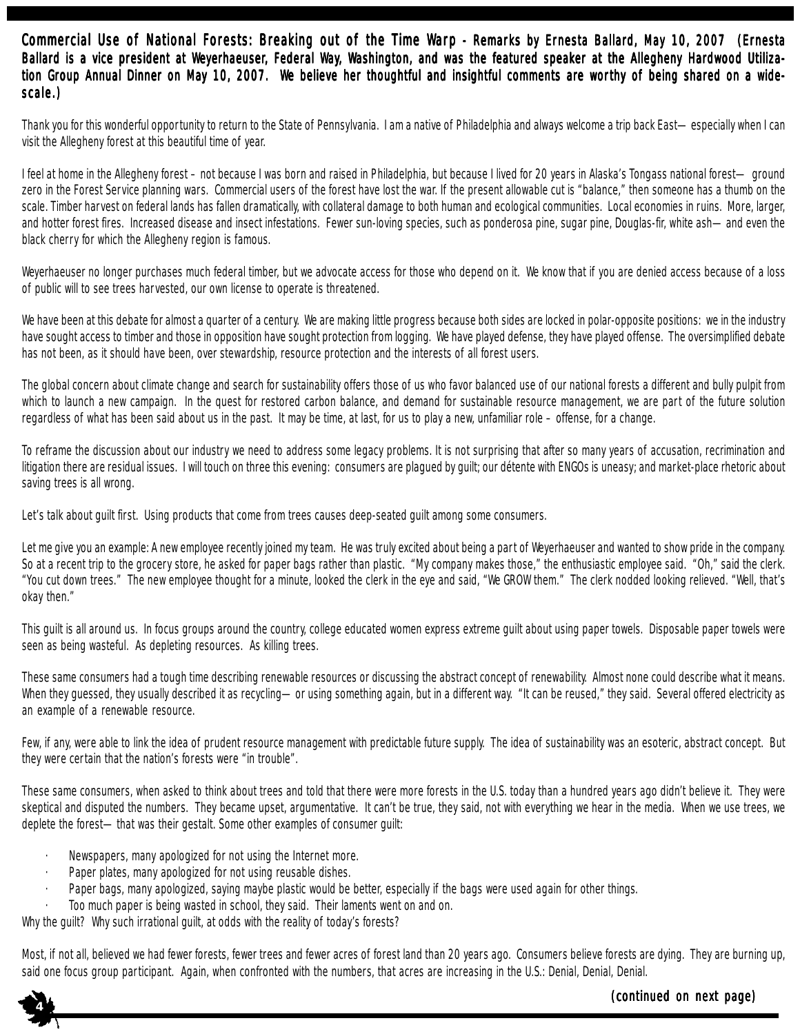## Commercial Use of National Forests: Breaking out of the Time Warp - Remarks by Ernesta Ballard, May 10, 2007

(Ernesta Ballard is a vice president at Weyerhaeuser, Federal Way, Washington, and was the featured speaker at the Allegheny Hardwood Utilization Group Annual Dinner on May 10, 2007. We believe her thoughtful and insightful comments are worthy of being shared on a wide-scale.)

Thank you for this wonderful opportunity to return to the State of Pennsylvania. I am a native of Philadelphia and always welcome a trip back East— especially when I can visit the Allegheny forest at this beautiful time of year.

I feel at home in the Allegheny forest – not because I was born and raised in Philadelphia, but because I lived for 20 years in Alaska's Tongass national forest— ground zero in the Forest Service planning wars. Commercial users of the forest have lost the war. If the present allowable cut is "balance," then someone has a thumb on the scale. Timber harvest on federal lands has fallen dramatically, with collateral damage to both human and ecological communities. Local economies in ruins. More, larger, and hotter forest fires. Increased disease and insect infestations. Fewer sun-loving species, such as ponderosa pine, sugar pine, Douglas-fir, white ash— and even the black cherry for which the Allegheny region is famous.

Weyerhaeuser no longer purchases much federal timber, but we advocate access for those who depend on it. We know that if you are denied access because of a loss of public will to see trees harvested, our own license to operate is threatened.

We have been at this debate for almost a quarter of a century. We are making little progress because both sides are locked in polar-opposite positions: we in the industry have sought access to timber and those in opposition have sought protection from logging. We have played defense, they have played offense. The oversimplified debate has not been, as it should have been, over stewardship, resource protection and the interests of all forest users.

The global concern about climate change and search for sustainability offers those of us who favor balanced use of our national forests a different and bully pulpit from which to launch a new campaign. In the quest for restored carbon balance, and demand for sustainable resource management, we are part of the future solution regardless of what has been said about us in the past. It may be time, at last, for us to play a new, unfamiliar role – offense, for a change.

To reframe the discussion about our industry we need to address some legacy problems. It is not surprising that after so many years of accusation, recrimination and litigation there are residual issues. I will touch on three this evening: consumers are plagued by guilt; our détente with ENGOs is uneasy; and market-place rhetoric about saving trees is all wrong.

Let's talk about guilt first. Using products that come from trees causes deep-seated guilt among some consumers.

Let me give you an example: A new employee recently joined my team. He was truly excited about being a part of Weyerhaeuser and wanted to show pride in the company. So at a recent trip to the grocery store, he asked for paper bags rather than plastic. "My company makes those," the enthusiastic employee said. "Oh," said the clerk. "You cut down trees." The new employee thought for a minute, looked the clerk in the eye and said, "We GROW them." The clerk nodded looking relieved. "Well, that's okay then."

This guilt is all around us. In focus groups around the country, college educated women express extreme guilt about using paper towels. Disposable paper towels were seen as being wasteful. As depleting resources. As killing trees.

These same consumers had a tough time describing renewable resources or discussing the abstract concept of renewability. Almost none could describe what it means. When they guessed, they usually described it as recycling— or using something again, but in a different way. "It can be reused," they said. Several offered electricity as an example of a renewable resource.

Few, if any, were able to link the idea of prudent resource management with predictable future supply. The idea of sustainability was an esoteric, abstract concept. But they were certain that the nation's forests were "in trouble".

These same consumers, when asked to think about trees and told that there were more forests in the U.S. today than a hundred years ago didn't believe it. They were skeptical and disputed the numbers. They became upset, argumentative. It can't be true, they said, not with everything we hear in the media. When we use trees, we deplete the forest— that was their gestalt. Some other examples of consumer guilt:

- Newspapers, many apologized for not using the Internet more.
- Paper plates, many apologized for not using reusable dishes.
- Paper bags, many apologized, saying maybe plastic would be better, especially if the bags were used again for other things.
- Too much paper is being wasted in school, they said. Their laments went on and on.

Why the guilt? Why such irrational guilt, at odds with the reality of today's forests?

Most, if not all, believed we had fewer forests, fewer trees and fewer acres of forest land than 20 years ago. Consumers believe forests are dying. They are burning up, said one focus group participant. Again, when confronted with the numbers, that acres are increasing in the U.S.: Denial, Denial, Denial.

*(continued on next page)*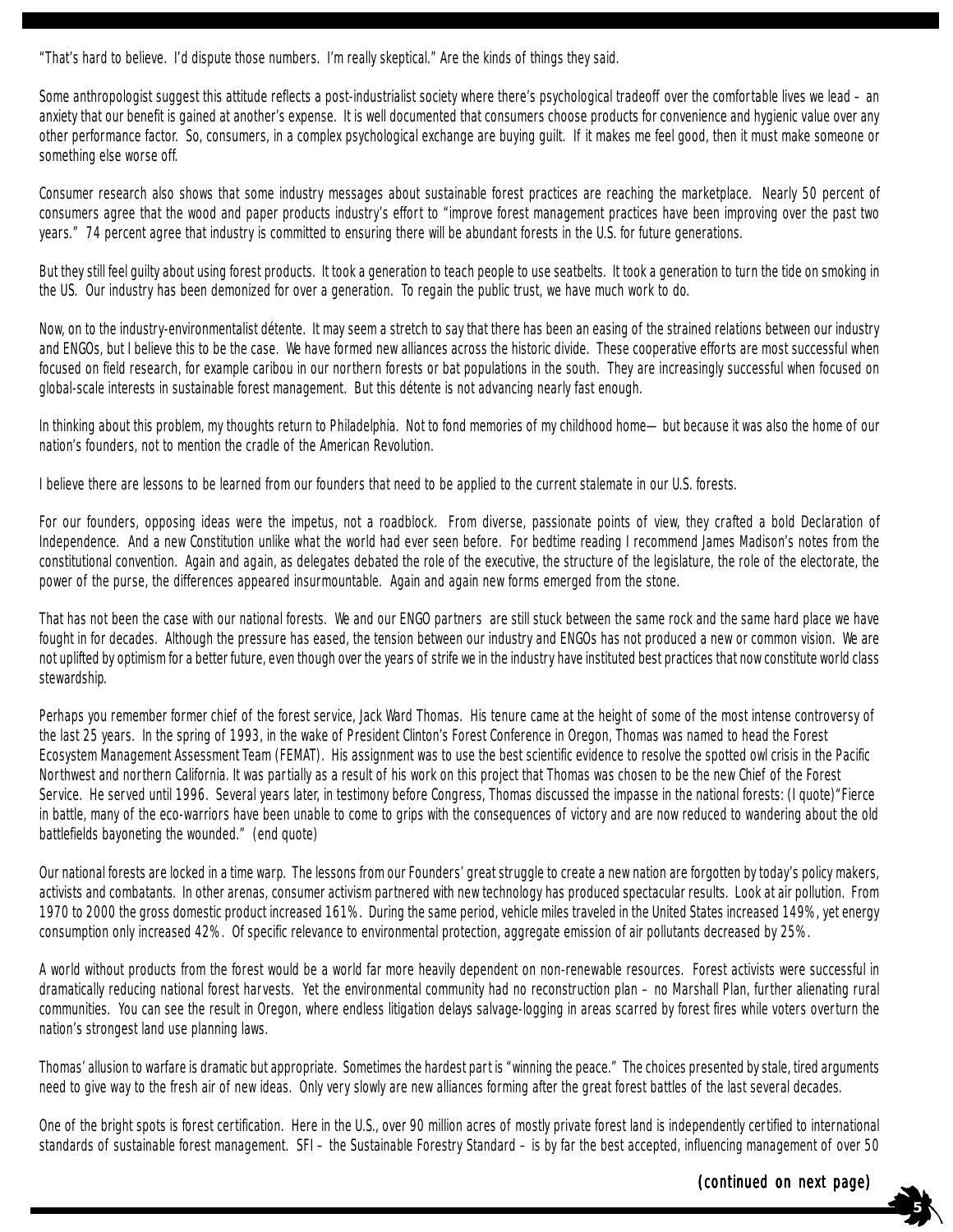"That's hard to believe. I'd dispute those numbers. I'm really skeptical." Are the kinds of things they said.

Some anthropologist suggest this attitude reflects a post-industrialist society where there's psychological tradeoff over the comfortable lives we lead – an anxiety that our benefit is gained at another's expense. It is well documented that consumers choose products for convenience and hygienic value over any other performance factor. So, consumers, in a complex psychological exchange are buying guilt. If it makes me feel good, then it must make someone or something else worse off.

Consumer research also shows that some industry messages about sustainable forest practices are reaching the marketplace. Nearly 50 percent of consumers agree that the wood and paper products industry's effort to "improve forest management practices have been improving over the past two years." 74 percent agree that industry is committed to ensuring there will be abundant forests in the U.S. for future generations.

But they still feel guilty about using forest products. It took a generation to teach people to use seatbelts. It took a generation to turn the tide on smoking in the US. Our industry has been demonized for over a generation. To regain the public trust, we have much work to do.

Now, on to the industry-environmentalist détente. It may seem a stretch to say that there has been an easing of the strained relations between our industry and ENGOs, but I believe this to be the case. We have formed new alliances across the historic divide. These cooperative efforts are most successful when focused on field research, for example caribou in our northern forests or bat populations in the south. They are increasingly successful when focused on global-scale interests in sustainable forest management. But this détente is not advancing nearly fast enough.

In thinking about this problem, my thoughts return to Philadelphia. Not to fond memories of my childhood home— but because it was also the home of our nation's founders, not to mention the cradle of the American Revolution.

I believe there are lessons to be learned from our founders that need to be applied to the current stalemate in our U.S. forests.

For our founders, opposing ideas were the impetus, not a roadblock. From diverse, passionate points of view, they crafted a bold Declaration of Independence. And a new Constitution unlike what the world had ever seen before. For bedtime reading I recommend James Madison's notes from the constitutional convention. Again and again, as delegates debated the role of the executive, the structure of the legislature, the role of the electorate, the power of the purse, the differences appeared insurmountable. Again and again new forms emerged from the stone.

That has not been the case with our national forests. We and our ENGO partners are still stuck between the same rock and the same hard place we have fought in for decades. Although the pressure has eased, the tension between our industry and ENGOs has not produced a new or common vision. We are not uplifted by optimism for a better future, even though over the years of strife we in the industry have instituted best practices that now constitute world class stewardship.

Perhaps you remember former chief of the forest service, Jack Ward Thomas. His tenure came at the height of some of the most intense controversy of the last 25 years. In the spring of 1993, in the wake of President Clinton's Forest Conference in Oregon, Thomas was named to head the Forest Ecosystem Management Assessment Team (FEMAT). His assignment was to use the best scientific evidence to resolve the spotted owl crisis in the Pacific Northwest and northern California. It was partially as a result of his work on this project that Thomas was chosen to be the new Chief of the Forest Service. He served until 1996. Several years later, in testimony before Congress, Thomas discussed the impasse in the national forests: (I quote)"Fierce in battle, many of the eco-warriors have been unable to come to grips with the consequences of victory and are now reduced to wandering about the old battlefields bayoneting the wounded." (end quote)

Our national forests are locked in a time warp. The lessons from our Founders' great struggle to create a new nation are forgotten by today's policy makers, activists and combatants. In other arenas, consumer activism partnered with new technology has produced spectacular results. Look at air pollution. From 1970 to 2000 the gross domestic product increased 161%. During the same period, vehicle miles traveled in the United States increased 149%, yet energy consumption only increased 42%. Of specific relevance to environmental protection, aggregate emission of air pollutants decreased by 25%.

A world without products from the forest would be a world far more heavily dependent on non-renewable resources. Forest activists were successful in dramatically reducing national forest harvests. Yet the environmental community had no reconstruction plan – no Marshall Plan, further alienating rural communities. You can see the result in Oregon, where endless litigation delays salvage-logging in areas scarred by forest fires while voters overturn the nation's strongest land use planning laws.

Thomas' allusion to warfare is dramatic but appropriate. Sometimes the hardest part is "winning the peace." The choices presented by stale, tired arguments need to give way to the fresh air of new ideas. Only very slowly are new alliances forming after the great forest battles of the last several decades.

One of the bright spots is forest certification. Here in the U.S., over 90 million acres of mostly private forest land is independently certified to international standards of sustainable forest management. SFI – the Sustainable Forestry Standard – is by far the best accepted, influencing management of over 50

*(continued on next page)*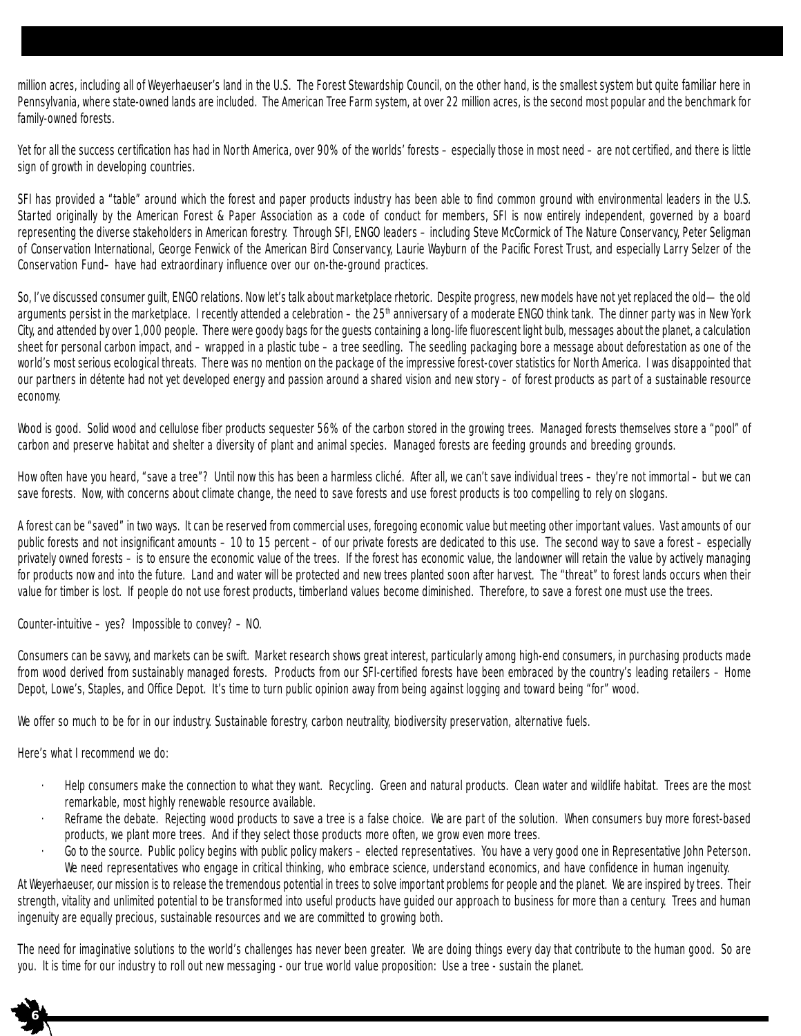million acres, including all of Weyerhaeuser's land in the U.S. The Forest Stewardship Council, on the other hand, is the smallest system but quite familiar here in Pennsylvania, where state-owned lands are included. The American Tree Farm system, at over 22 million acres, is the second most popular and the benchmark for family-owned forests.

Yet for all the success certification has had in North America, over 90% of the worlds' forests – especially those in most need – are not certified, and there is little sign of growth in developing countries.

SFI has provided a "table" around which the forest and paper products industry has been able to find common ground with environmental leaders in the U.S. Started originally by the American Forest & Paper Association as a code of conduct for members, SFI is now entirely independent, governed by a board representing the diverse stakeholders in American forestry. Through SFI, ENGO leaders – including Steve McCormick of The Nature Conservancy, Peter Seligman of Conservation International, George Fenwick of the American Bird Conservancy, Laurie Wayburn of the Pacific Forest Trust, and especially Larry Selzer of the Conservation Fund– have had extraordinary influence over our on-the-ground practices.

So, I've discussed consumer guilt, ENGO relations. Now let's talk about marketplace rhetoric. Despite progress, new models have not yet replaced the old— the old arguments persist in the marketplace. I recently attended a celebration – the 25th anniversary of a moderate ENGO think tank. The dinner party was in New York City, and attended by over 1,000 people. There were goody bags for the guests containing a long-life fluorescent light bulb, messages about the planet, a calculation sheet for personal carbon impact, and – wrapped in a plastic tube – a tree seedling. The seedling packaging bore a message about deforestation as one of the world's most serious ecological threats. There was no mention on the package of the impressive forest-cover statistics for North America. I was disappointed that our partners in détente had not yet developed energy and passion around a shared vision and new story – of forest products as part of a sustainable resource economy.

Wood is good. Solid wood and cellulose fiber products sequester 56% of the carbon stored in the growing trees. Managed forests themselves store a "pool" of carbon and preserve habitat and shelter a diversity of plant and animal species. Managed forests are feeding grounds and breeding grounds.

How often have you heard, "save a tree"? Until now this has been a harmless cliché. After all, we can't save individual trees – they're not immortal – but we can save forests. Now, with concerns about climate change, the need to save forests and use forest products is too compelling to rely on slogans.

A forest can be "saved" in two ways. It can be reserved from commercial uses, foregoing economic value but meeting other important values. Vast amounts of our public forests and not insignificant amounts – 10 to 15 percent – of our private forests are dedicated to this use. The second way to save a forest – especially privately owned forests – is to ensure the economic value of the trees. If the forest has economic value, the landowner will retain the value by actively managing for products now and into the future. Land and water will be protected and new trees planted soon after harvest. The "threat" to forest lands occurs when their value for timber is lost. If people do not use forest products, timberland values become diminished. Therefore, to save a forest one must use the trees.

Counter-intuitive – yes? Impossible to convey? – NO.

Consumers can be savvy, and markets can be swift. Market research shows great interest, particularly among high-end consumers, in purchasing products made from wood derived from sustainably managed forests. Products from our SFI-certified forests have been embraced by the country's leading retailers – Home Depot, Lowe's, Staples, and Office Depot. It's time to turn public opinion away from being against logging and toward being "for" wood.

We offer so much to be for in our industry. Sustainable forestry, carbon neutrality, biodiversity preservation, alternative fuels.

Here's what I recommend we do:

- Help consumers make the connection to what they want. Recycling. Green and natural products. Clean water and wildlife habitat. Trees are the most remarkable, most highly renewable resource available.
- Reframe the debate. Rejecting wood products to save a tree is a false choice. We are part of the solution. When consumers buy more forest-based products, we plant more trees. And if they select those products more often, we grow even more trees.
- Go to the source. Public policy begins with public policy makers – elected representatives. You have a very good one in Representative John Peterson. We need representatives who engage in critical thinking, who embrace science, understand economics, and have confidence in human ingenuity.

At Weyerhaeuser, our mission is to release the tremendous potential in trees to solve important problems for people and the planet. We are inspired by trees. Their strength, vitality and unlimited potential to be transformed into useful products have guided our approach to business for more than a century. Trees and human ingenuity are equally precious, sustainable resources and we are committed to growing both.

The need for imaginative solutions to the world's challenges has never been greater. We are doing things every day that contribute to the human good. So are you. It is time for our industry to roll out new messaging - our true world value proposition: Use a tree - sustain the planet.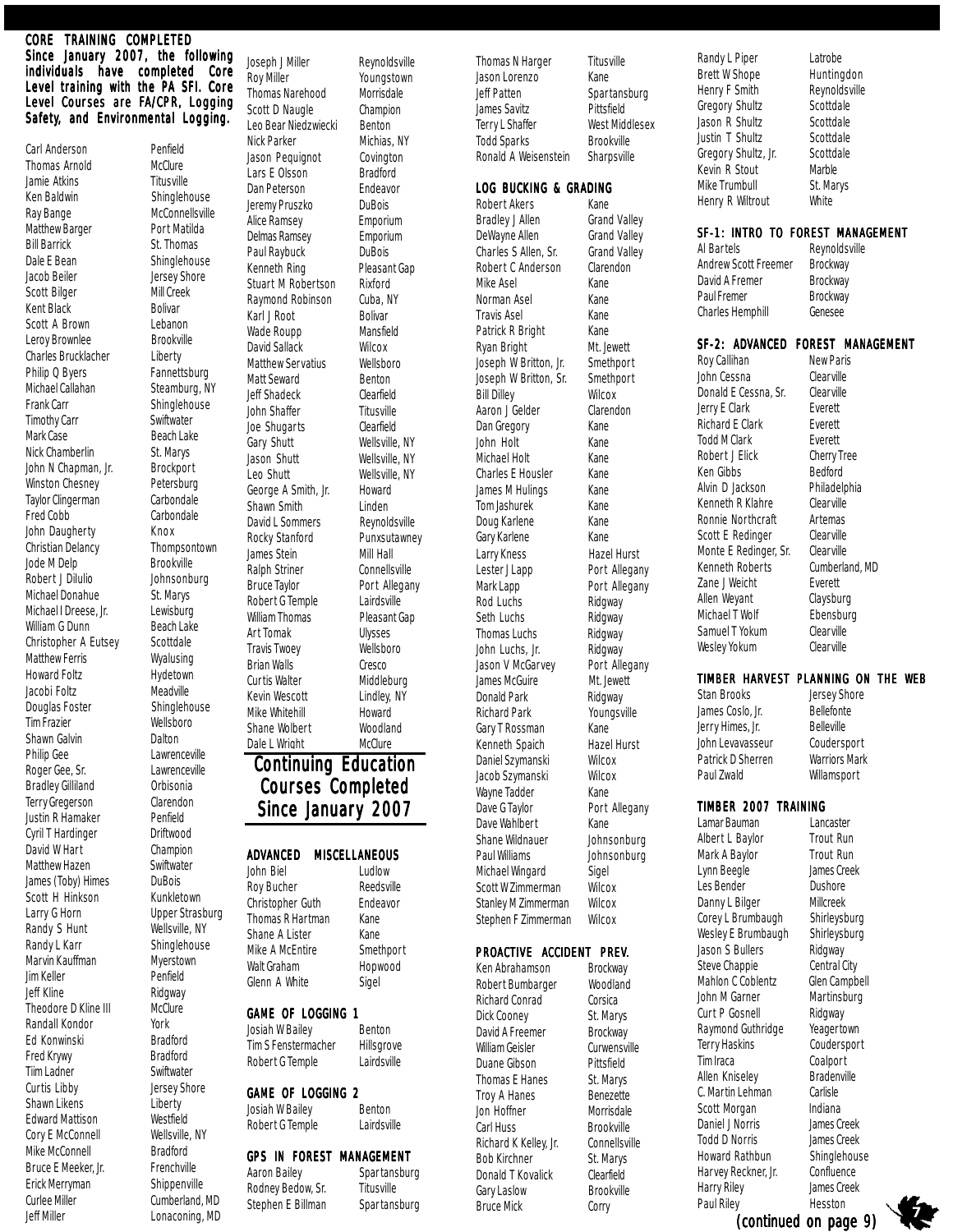## CORE TRAINING COMPLETED

**Since January 2007, the following individuals have completed Core Level training with the PA SFI. Core Level Courses are FA/CPR, Logging Safety, and Environmental Logging.**

| Name | Location |
|---|---|
| Carl Anderson | Penfield |
| Thomas Arnold | McClure |
| Jamie Atkins | Titusville |
| Ken Baldwin | Shinglehouse |
| Ray Bange | McConnellsville |
| Matthew Barger | Port Matilda |
| Bill Barrick | St. Thomas |
| Dale E Bean | Shinglehouse |
| Jacob Beiler | Jersey Shore |
| Scott Bilger | Mill Creek |
| Kent Black | Bolivar |
| Scott A Brown | Lebanon |
| Leroy Brownlee | Brookville |
| Charles Brucklacher | Liberty |
| Philip Q Byers | Fannettsburg |
| Michael Callahan | Steamburg, NY |
| Frank Carr | Shinglehouse |
| Timothy Carr | Swiftwater |
| Mark Case | Beach Lake |
| Nick Chamberlin | St. Marys |
| John N Chapman, Jr. | Brockport |
| Winston Chesney | Petersburg |
| Taylor Clingerman | Carbondale |
| Fred Cobb | Carbondale |
| John Daugherty | Knox |
| Christian Delancy | Thompsontown |
| Jode M Delp | Brookville |
| Robert J Dilulio | Johnsonburg |
| Michael Donahue | St. Marys |
| Michael I Dreese, Jr. | Lewisburg |
| William G Dunn | Beach Lake |
| Christopher A Eutsey | Scottdale |
| Matthew Ferris | Wyalusing |
| Howard Foltz | Hydetown |
| Jacobi Foltz | Meadville |
| Douglas Foster | Shinglehouse |
| Tim Frazier | Wellsboro |
| Shawn Galvin | Dalton |
| Philip Gee | Lawrenceville |
| Roger Gee, Sr. | Lawrenceville |
| Bradley Gilliland | Orbisonia |
| Terry Gregerson | Clarendon |
| Justin R Hamaker | Penfield |
| Cyril T Hardinger | Driftwood |
| David W Hart | Champion |
| Matthew Hazen | Swiftwater |
| James (Toby) Himes | DuBois |
| Scott H Hinkson | Kunkletown |
| Larry G Horn | Upper Strasburg |
| Randy S Hunt | Wellsville, NY |
| Randy L Karr | Shinglehouse |
| Marvin Kauffman | Myerstown |
| Jim Keller | Penfield |
| Jeff Kline | Ridgway |
| Theodore D Kline III | McClure |
| Randall Kondor | York |
| Ed Konwinski | Bradford |
| Fred Krywy | Bradford |
| Tiim Ladner | Swiftwater |
| Curtis Libby | Jersey Shore |
| Shawn Likens | Liberty |
| Edward Mattison | Westfield |
| Cory E McConnell | Wellsville, NY |
| Mike McConnell | Bradford |
| Bruce E Meeker, Jr. | Frenchville |
| Erick Merryman | Shippenville |
| Curlee Miller | Cumberland, MD |
| Jeff Miller | Lonaconing, MD |
| Joseph J Miller | Reynoldsville |
| Roy Miller | Youngstown |
| Thomas Narehood | Morrisdale |
| Scott D Naugle | Champion |
| Leo Bear Niedzwiecki | Benton |
| Nick Parker | Michias, NY |
| Jason Pequignot | Covington |
| Lars E Olsson | Bradford |
| Dan Peterson | Endeavor |
| Jeremy Pruszko | DuBois |
| Alice Ramsey | Emporium |
| Delmas Ramsey | Emporium |
| Paul Raybuck | DuBois |
| Kenneth Ring | Pleasant Gap |
| Stuart M Robertson | Rixford |
| Raymond Robinson | Cuba, NY |
| Karl J Root | Bolivar |
| Wade Roupp | Mansfield |
| David Sallack | Wilcox |
| Matthew Servatius | Wellsboro |
| Matt Seward | Benton |
| Jeff Shadeck | Clearfield |
| John Shaffer | Titusville |
| Joe Shugarts | Clearfield |
| Gary Shutt | Wellsville, NY |
| Jason Shutt | Wellsville, NY |
| Leo Shutt | Wellsville, NY |
| George A Smith, Jr. | Howard |
| Shawn Smith | Linden |
| David L Sommers | Reynoldsville |
| Rocky Stanford | Punxsutawney |
| James Stein | Mill Hall |
| Ralph Striner | Connellsville |
| Bruce Taylor | Port Allegany |
| Robert G Temple | Lairdsville |
| William Thomas | Pleasant Gap |
| Art Tomak | Ulysses |
| Travis Twoey | Wellsboro |
| Brian Walls | Cresco |
| Curtis Walter | Middleburg |
| Kevin Wescott | Lindley, NY |
| Mike Whitehill | Howard |
| Shane Wolbert | Woodland |
| Dale L Wright | McClure |

# Continuing Education Courses Completed Since January 2007

### ADVANCED MISCELLANEOUS

| Name | Location |
|---|---|
| John Biel | Ludlow |
| Roy Bucher | Reedsville |
| Christopher Guth | Endeavor |
| Thomas R Hartman | Kane |
| Shane A Lister | Kane |
| Mike A McEntire | Smethport |
| Walt Graham | Hopwood |
| Glenn A White | Sigel |

### GAME OF LOGGING 1

| Name | Location |
|---|---|
| Josiah W Bailey | Benton |
| Tim S Fenstermacher | Hillsgrove |
| Robert G Temple | Lairdsville |

### GAME OF LOGGING 2

| Name | Location |
|---|---|
| Josiah W Bailey | Benton |
| Robert G Temple | Lairdsville |

### GPS IN FOREST MANAGEMENT

| Name | Location |
|---|---|
| Aaron Bailey | Spartansburg |
| Rodney Bedow, Sr. | Titusville |
| Stephen E Billman | Spartansburg |
| Thomas N Harger | Titusville |
| Jason Lorenzo | Kane |
| Jeff Patten | Spartansburg |
| James Savitz | Pittsfield |
| Terry L Shaffer | West Middlesex |
| Todd Sparks | Brookville |
| Ronald A Weisenstein | Sharpsville |

### LOG BUCKING & GRADING

| Name | Location |
|---|---|
| Robert Akers | Kane |
| Bradley J Allen | Grand Valley |
| DeWayne Allen | Grand Valley |
| Charles S Allen, Sr. | Grand Valley |
| Robert C Anderson | Clarendon |
| Mike Asel | Kane |
| Norman Asel | Kane |
| Travis Asel | Kane |
| Patrick R Bright | Kane |
| Ryan Bright | Mt. Jewett |
| Joseph W Britton, Jr. | Smethport |
| Joseph W Britton, Sr. | Smethport |
| Bill Dilley | Wilcox |
| Aaron J Gelder | Clarendon |
| Dan Gregory | Kane |
| John Holt | Kane |
| Michael Holt | Kane |
| Charles E Housler | Kane |
| James M Hulings | Kane |
| Tom Jashurek | Kane |
| Doug Karlene | Kane |
| Gary Karlene | Kane |
| Larry Kness | Hazel Hurst |
| Lester J Lapp | Port Allegany |
| Mark Lapp | Port Allegany |
| Rod Luchs | Ridgway |
| Seth Luchs | Ridgway |
| Thomas Luchs | Ridgway |
| John Luchs, Jr. | Ridgway |
| Jason V McGarvey | Port Allegany |
| James McGuire | Mt. Jewett |
| Donald Park | Ridgway |
| Richard Park | Youngsville |
| Gary T Rossman | Kane |
| Kenneth Spaich | Hazel Hurst |
| Daniel Szymanski | Wilcox |
| Jacob Szymanski | Wilcox |
| Wayne Tadder | Kane |
| Dave G Taylor | Port Allegany |
| Dave Wahlbert | Kane |
| Shane Wildnauer | Johnsonburg |
| Paul Williams | Johnsonburg |
| Michael Wingard | Sigel |
| Scott W Zimmerman | Wilcox |
| Stanley M Zimmerman | Wilcox |
| Stephen F Zimmerman | Wilcox |

### PROACTIVE ACCIDENT PREV.

| Name | Location |
|---|---|
| Ken Abrahamson | Brockway |
| Robert Bumbarger | Woodland |
| Richard Conrad | Corsica |
| Dick Cooney | St. Marys |
| David A Freemer | Brockway |
| William Geisler | Curwensville |
| Duane Gibson | Pittsfield |
| Thomas E Hanes | St. Marys |
| Troy A Hanes | Benezette |
| Jon Hoffner | Morrisdale |
| Carl Huss | Brookville |
| Richard K Kelley, Jr. | Connellsville |
| Bob Kirchner | St. Marys |
| Donald T Kovalick | Clearfield |
| Gary Laslow | Brookville |
| Bruce Mick | Corry |
| Randy L Piper | Latrobe |
| Brett W Shope | Huntingdon |
| Henry F Smith | Reynoldsville |
| Gregory Shultz | Scottdale |
| Jason R Shultz | Scottdale |
| Justin T Shultz | Scottdale |
| Gregory Shultz, Jr. | Scottdale |
| Kevin R Stout | Marble |
| Mike Trumbull | St. Marys |
| Henry R Wiltrout | White |

### SF-1: INTRO TO FOREST MANAGEMENT

| Name | Location |
|---|---|
| Al Bartels | Reynoldsville |
| Andrew Scott Freemer | Brockway |
| David A Fremer | Brockway |
| Paul Fremer | Brockway |
| Charles Hemphill | Genesee |

### SF-2: ADVANCED FOREST MANAGEMENT

| Name | Location |
|---|---|
| Roy Callihan | New Paris |
| John Cessna | Clearville |
| Donald E Cessna, Sr. | Clearville |
| Jerry E Clark | Everett |
| Richard E Clark | Everett |
| Todd M Clark | Everett |
| Robert J Elick | Cherry Tree |
| Ken Gibbs | Bedford |
| Alvin D Jackson | Philadelphia |
| Kenneth R Klahre | Clearville |
| Ronnie Northcraft | Artemas |
| Scott E Redinger | Clearville |
| Monte E Redinger, Sr. | Clearville |
| Kenneth Roberts | Cumberland, MD |
| Zane J Weicht | Everett |
| Allen Weyant | Claysburg |
| Michael T Wolf | Ebensburg |
| Samuel T Yokum | Clearville |
| Wesley Yokum | Clearville |

### TIMBER HARVEST PLANNING ON THE WEB

| Name | Location |
|---|---|
| Stan Brooks | Jersey Shore |
| James Coslo, Jr. | Bellefonte |
| Jerry Himes, Jr. | Belleville |
| John Levavasseur | Coudersport |
| Patrick D Sherren | Warriors Mark |
| Paul Zwald | Willamsport |

### TIMBER 2007 TRAINING

| Name | Location |
|---|---|
| Lamar Bauman | Lancaster |
| Albert L Baylor | Trout Run |
| Mark A Baylor | Trout Run |
| Lynn Beegle | James Creek |
| Les Bender | Dushore |
| Danny L Bilger | Millcreek |
| Corey L Brumbaugh | Shirleysburg |
| Wesley E Brumbaugh | Shirleysburg |
| Jason S Bullers | Ridgway |
| Steve Chappie | Central City |
| Mahlon C Coblentz | Glen Campbell |
| John M Garner | Martinsburg |
| Curt P Gosnell | Ridgway |
| Raymond Guthridge | Yeagertown |
| Terry Haskins | Coudersport |
| Tim Iraca | Coalport |
| Allen Kniseley | Bradenville |
| C. Martin Lehman | Carlisle |
| Scott Morgan | Indiana |
| Daniel J Norris | James Creek |
| Todd D Norris | James Creek |
| Howard Rathbun | Shinglehouse |
| Harvey Reckner, Jr. | Confluence |
| Harry Riley | James Creek |
| Paul Riley | Hesston |

*(continued on page 9)*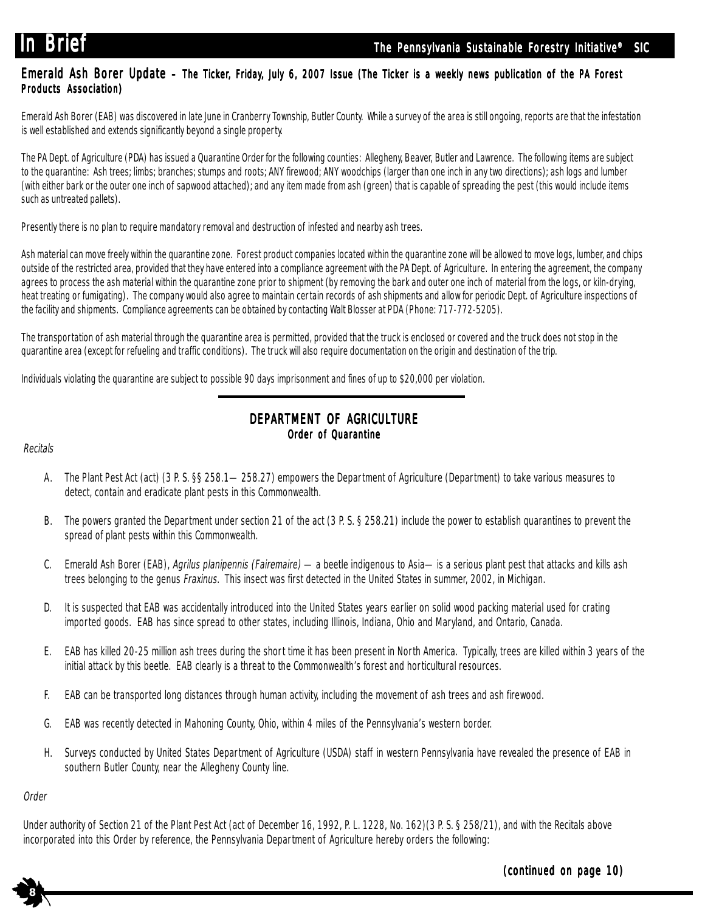## Emerald Ash Borer Update – The Ticker, Friday, July 6, 2007 Issue (The Ticker is a weekly news publication of the PA Forest Products Association)

Emerald Ash Borer (EAB) was discovered in late June in Cranberry Township, Butler County. While a survey of the area is still ongoing, reports are that the infestation is well established and extends significantly beyond a single property.

The PA Dept. of Agriculture (PDA) has issued a Quarantine Order for the following counties: Allegheny, Beaver, Butler and Lawrence. The following items are subject to the quarantine: Ash trees; limbs; branches; stumps and roots; ANY firewood; ANY woodchips (larger than one inch in any two directions); ash logs and lumber (with either bark or the outer one inch of sapwood attached); and any item made from ash (green) that is capable of spreading the pest (this would include items such as untreated pallets).

Presently there is no plan to require mandatory removal and destruction of infested and nearby ash trees.

Ash material can move freely within the quarantine zone. Forest product companies located within the quarantine zone will be allowed to move logs, lumber, and chips outside of the restricted area, provided that they have entered into a compliance agreement with the PA Dept. of Agriculture. In entering the agreement, the company agrees to process the ash material within the quarantine zone prior to shipment (by removing the bark and outer one inch of material from the logs, or kiln-drying, heat treating or fumigating). The company would also agree to maintain certain records of ash shipments and allow for periodic Dept. of Agriculture inspections of the facility and shipments. Compliance agreements can be obtained by contacting Walt Blosser at PDA (Phone: 717-772-5205).

The transportation of ash material through the quarantine area is permitted, provided that the truck is enclosed or covered and the truck does not stop in the quarantine area (except for refueling and traffic conditions). The truck will also require documentation on the origin and destination of the trip.

Individuals violating the quarantine are subject to possible 90 days imprisonment and fines of up to $20,000 per violation.

---

## DEPARTMENT OF AGRICULTURE
### Order of Quarantine

*Recitals*

A. The Plant Pest Act (act) (3 P. S. §§ 258.1— 258.27) empowers the Department of Agriculture (Department) to take various measures to detect, contain and eradicate plant pests in this Commonwealth.

B. The powers granted the Department under section 21 of the act (3 P. S. § 258.21) include the power to establish quarantines to prevent the spread of plant pests within this Commonwealth.

C. Emerald Ash Borer (EAB), *Agrilus planipennis (Fairemaire)* — a beetle indigenous to Asia— is a serious plant pest that attacks and kills ash trees belonging to the genus *Fraxinus*. This insect was first detected in the United States in summer, 2002, in Michigan.

D. It is suspected that EAB was accidentally introduced into the United States years earlier on solid wood packing material used for crating imported goods. EAB has since spread to other states, including Illinois, Indiana, Ohio and Maryland, and Ontario, Canada.

E. EAB has killed 20-25 million ash trees during the short time it has been present in North America. Typically, trees are killed within 3 years of the initial attack by this beetle. EAB clearly is a threat to the Commonwealth's forest and horticultural resources.

F. EAB can be transported long distances through human activity, including the movement of ash trees and ash firewood.

G. EAB was recently detected in Mahoning County, Ohio, within 4 miles of the Pennsylvania's western border.

H. Surveys conducted by United States Department of Agriculture (USDA) staff in western Pennsylvania have revealed the presence of EAB in southern Butler County, near the Allegheny County line.

*Order*

Under authority of Section 21 of the Plant Pest Act (act of December 16, 1992, P. L. 1228, No. 162)(3 P. S. § 258/21), and with the Recitals above incorporated into this Order by reference, the Pennsylvania Department of Agriculture hereby orders the following:

*(continued on page 10)*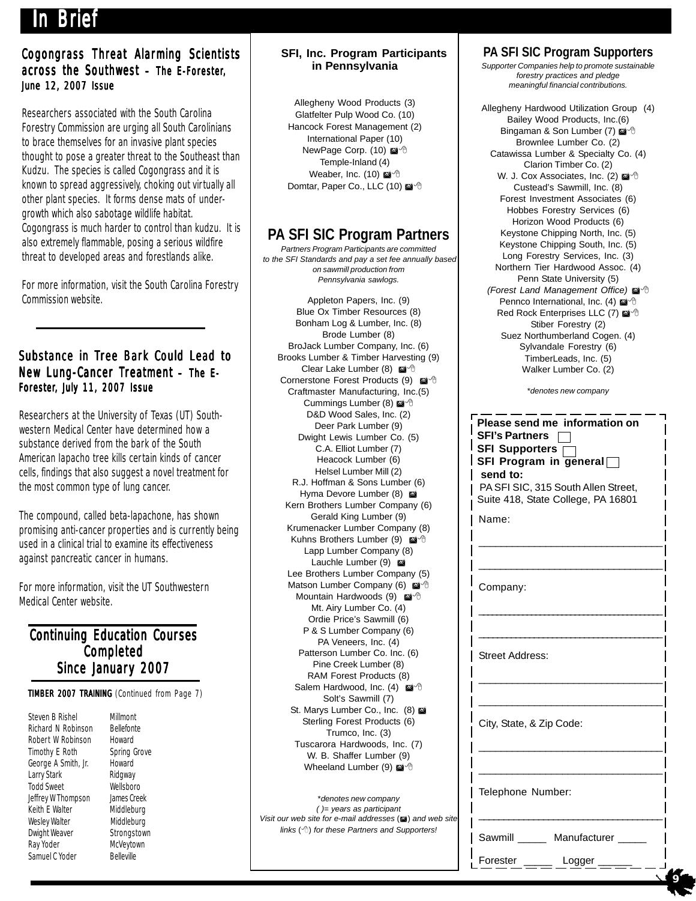# In Brief

## Cogongrass Threat Alarming Scientists across the Southwest – The E-Forester, June 12, 2007 Issue

Researchers associated with the South Carolina Forestry Commission are urging all South Carolinians to brace themselves for an invasive plant species thought to pose a greater threat to the Southeast than Kudzu. The species is called Cogongrass and it is known to spread aggressively, choking out virtually all other plant species. It forms dense mats of undergrowth which also sabotage wildlife habitat. Cogongrass is much harder to control than kudzu. It is also extremely flammable, posing a serious wildfire threat to developed areas and forestlands alike.

For more information, visit the South Carolina Forestry Commission website.

## Substance in Tree Bark Could Lead to New Lung-Cancer Treatment – The E-Forester, July 11, 2007 Issue

Researchers at the University of Texas (UT) Southwestern Medical Center have determined how a substance derived from the bark of the South American lapacho tree kills certain kinds of cancer cells, findings that also suggest a novel treatment for the most common type of lung cancer.

The compound, called beta-lapachone, has shown promising anti-cancer properties and is currently being used in a clinical trial to examine its effectiveness against pancreatic cancer in humans.

For more information, visit the UT Southwestern Medical Center website.

## Continuing Education Courses Completed Since January 2007

**TIMBER 2007 TRAINING** (Continued from Page 7)

| | |
|---|---|
| Steven B Rishel | Millmont |
| Richard N Robinson | Bellefonte |
| Robert W Robinson | Howard |
| Timothy E Roth | Spring Grove |
| George A Smith, Jr. | Howard |
| Larry Stark | Ridgway |
| Todd Sweet | Wellsboro |
| Jeffrey W Thompson | James Creek |
| Keith E Walter | Middleburg |
| Wesley Walter | Middleburg |
| Dwight Weaver | Strongstown |
| Ray Yoder | McVeytown |
| Samuel C Yoder | Belleville |

### SFI, Inc. Program Participants in Pennsylvania

Allegheny Wood Products (3)
Glatfelter Pulp Wood Co. (10)
Hancock Forest Management (2)
International Paper (10)
NewPage Corp. (10) ✉ 🖱
Temple-Inland (4)
Weaber, Inc. (10) ✉ 🖱
Domtar, Paper Co., LLC (10) ✉ 🖱

## PA SFI SIC Program Partners

*Partners Program Participants are committed to the SFI Standards and pay a set fee annually based on sawmill production from Pennsylvania sawlogs.*

Appleton Papers, Inc. (9)
Blue Ox Timber Resources (8)
Bonham Log & Lumber, Inc. (8)
Brode Lumber (8)
BroJack Lumber Company, Inc. (6)
Brooks Lumber & Timber Harvesting (9)
Clear Lake Lumber (8) ✉ 🖱
Cornerstone Forest Products (9) ✉ 🖱
Craftmaster Manufacturing, Inc.(5)
Cummings Lumber (8) ✉ 🖱
D&D Wood Sales, Inc. (2)
Deer Park Lumber (9)
Dwight Lewis Lumber Co. (5)
C.A. Elliot Lumber (7)
Heacock Lumber (6)
Helsel Lumber Mill (2)
R.J. Hoffman & Sons Lumber (6)
Hyma Devore Lumber (8) ✉
Kern Brothers Lumber Company (6)
Gerald King Lumber (9)
Krumenacker Lumber Company (8)
Kuhns Brothers Lumber (9) ✉ 🖱
Lapp Lumber Company (8)
Lauchle Lumber (9) ✉
Lee Brothers Lumber Company (5)
Matson Lumber Company (6) ✉ 🖱
Mountain Hardwoods (9) ✉ 🖱
Mt. Airy Lumber Co. (4)
Ordie Price's Sawmill (6)
P & S Lumber Company (6)
PA Veneers, Inc. (4)
Patterson Lumber Co. Inc. (6)
Pine Creek Lumber (8)
RAM Forest Products (8)
Salem Hardwood, Inc. (4) ✉ 🖱
Solt's Sawmill (7)
St. Marys Lumber Co., Inc. (8) ✉
Sterling Forest Products (6)
Trumco, Inc. (3)
Tuscarora Hardwoods, Inc. (7)
W. B. Shaffer Lumber (9)
Wheeland Lumber (9) ✉ 🖱

*\*denotes new company*
*( )= years as participant*
*Visit our web site for e-mail addresses (✉) and web site links (🖱) for these Partners and Supporters!*

## PA SFI SIC Program Supporters

*Supporter Companies help to promote sustainable forestry practices and pledge meaningful financial contributions.*

Allegheny Hardwood Utilization Group (4)
Bailey Wood Products, Inc.(6)
Bingaman & Son Lumber (7) ✉ 🖱
Brownlee Lumber Co. (2)
Catawissa Lumber & Specialty Co. (4)
Clarion Timber Co. (2)
W. J. Cox Associates, Inc. (2) ✉ 🖱
Custead's Sawmill, Inc. (8)
Forest Investment Associates (6)
Hobbes Forestry Services (6)
Horizon Wood Products (6)
Keystone Chipping North, Inc. (5)
Keystone Chipping South, Inc. (5)
Long Forestry Services, Inc. (3)
Northern Tier Hardwood Assoc. (4)
Penn State University (5)
*(Forest Land Management Office)* ✉ 🖱
Pennco International, Inc. (4) ✉ 🖱
Red Rock Enterprises LLC (7) ✉ 🖱
Stiber Forestry (2)
Suez Northumberland Cogen. (4)
Sylvandale Forestry (6)
TimberLeads, Inc. (5)
Walker Lumber Co. (2)

*\*denotes new company*

**Please send me information on**
**SFI's Partners** ☐
**SFI Supporters** ☐
**SFI Program in general** ☐
**send to:**
PA SFI SIC, 315 South Allen Street, Suite 418, State College, PA 16801

Name: ______________________________

Company: ______________________________

Street Address: ______________________________

City, State, & Zip Code: ______________________________

Telephone Number: ______________________________

Sawmill _____ Manufacturer _____

Forester _____ Logger ______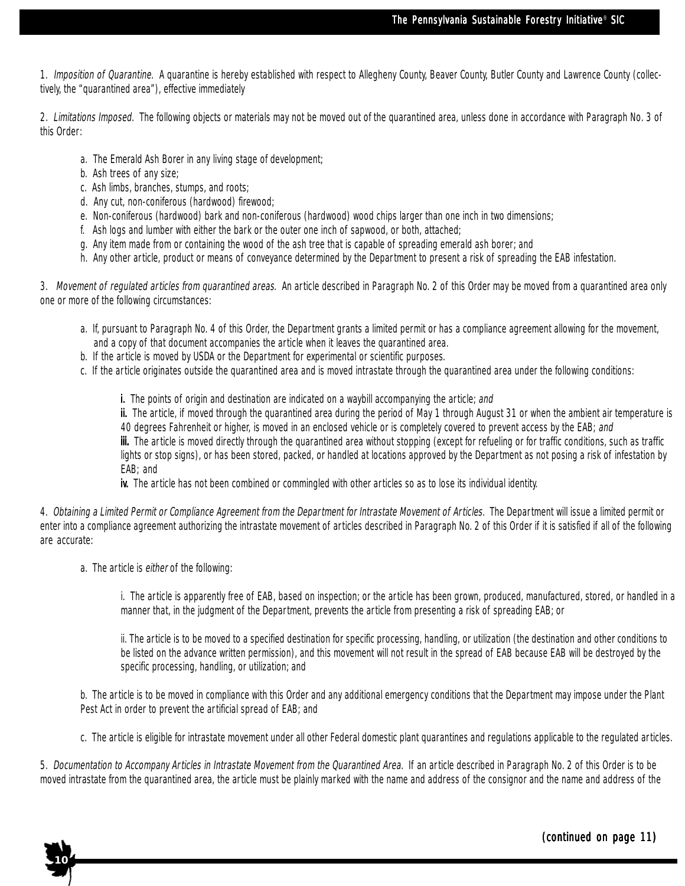1. *Imposition of Quarantine.* A quarantine is hereby established with respect to Allegheny County, Beaver County, Butler County and Lawrence County (collectively, the "quarantined area"), effective immediately

2. *Limitations Imposed.* The following objects or materials may not be moved out of the quarantined area, unless done in accordance with Paragraph No. 3 of this Order:

a. The Emerald Ash Borer in any living stage of development;
b. Ash trees of any size;
c. Ash limbs, branches, stumps, and roots;
d. Any cut, non-coniferous (hardwood) firewood;
e. Non-coniferous (hardwood) bark and non-coniferous (hardwood) wood chips larger than one inch in two dimensions;
f. Ash logs and lumber with either the bark or the outer one inch of sapwood, or both, attached;
g. Any item made from or containing the wood of the ash tree that is capable of spreading emerald ash borer; and
h. Any other article, product or means of conveyance determined by the Department to present a risk of spreading the EAB infestation.

3. *Movement of regulated articles from quarantined areas.* An article described in Paragraph No. 2 of this Order may be moved from a quarantined area only one or more of the following circumstances:

a. If, pursuant to Paragraph No. 4 of this Order, the Department grants a limited permit or has a compliance agreement allowing for the movement, and a copy of that document accompanies the article when it leaves the quarantined area.
b. If the article is moved by USDA or the Department for experimental or scientific purposes.
c. If the article originates outside the quarantined area and is moved intrastate through the quarantined area under the following conditions:

**i.** The points of origin and destination are indicated on a waybill accompanying the article; *and*
**ii.** The article, if moved through the quarantined area during the period of May 1 through August 31 or when the ambient air temperature is 40 degrees Fahrenheit or higher, is moved in an enclosed vehicle or is completely covered to prevent access by the EAB; *and*
**iii.** The article is moved directly through the quarantined area without stopping (except for refueling or for traffic conditions, such as traffic lights or stop signs), or has been stored, packed, or handled at locations approved by the Department as not posing a risk of infestation by EAB; and
**iv.** The article has not been combined or commingled with other articles so as to lose its individual identity.

4. *Obtaining a Limited Permit or Compliance Agreement from the Department for Intrastate Movement of Articles.* The Department will issue a limited permit or enter into a compliance agreement authorizing the intrastate movement of articles described in Paragraph No. 2 of this Order if it is satisfied if all of the following are accurate:

a. The article is *either* of the following:

i. The article is apparently free of EAB, based on inspection; or the article has been grown, produced, manufactured, stored, or handled in a manner that, in the judgment of the Department, prevents the article from presenting a risk of spreading EAB; or

ii. The article is to be moved to a specified destination for specific processing, handling, or utilization (the destination and other conditions to be listed on the advance written permission), and this movement will not result in the spread of EAB because EAB will be destroyed by the specific processing, handling, or utilization; and

b. The article is to be moved in compliance with this Order and any additional emergency conditions that the Department may impose under the Plant Pest Act in order to prevent the artificial spread of EAB; and

c. The article is eligible for intrastate movement under all other Federal domestic plant quarantines and regulations applicable to the regulated articles.

5. *Documentation to Accompany Articles in Intrastate Movement from the Quarantined Area.* If an article described in Paragraph No. 2 of this Order is to be moved intrastate from the quarantined area, the article must be plainly marked with the name and address of the consignor and the name and address of the

*(continued on page 11)*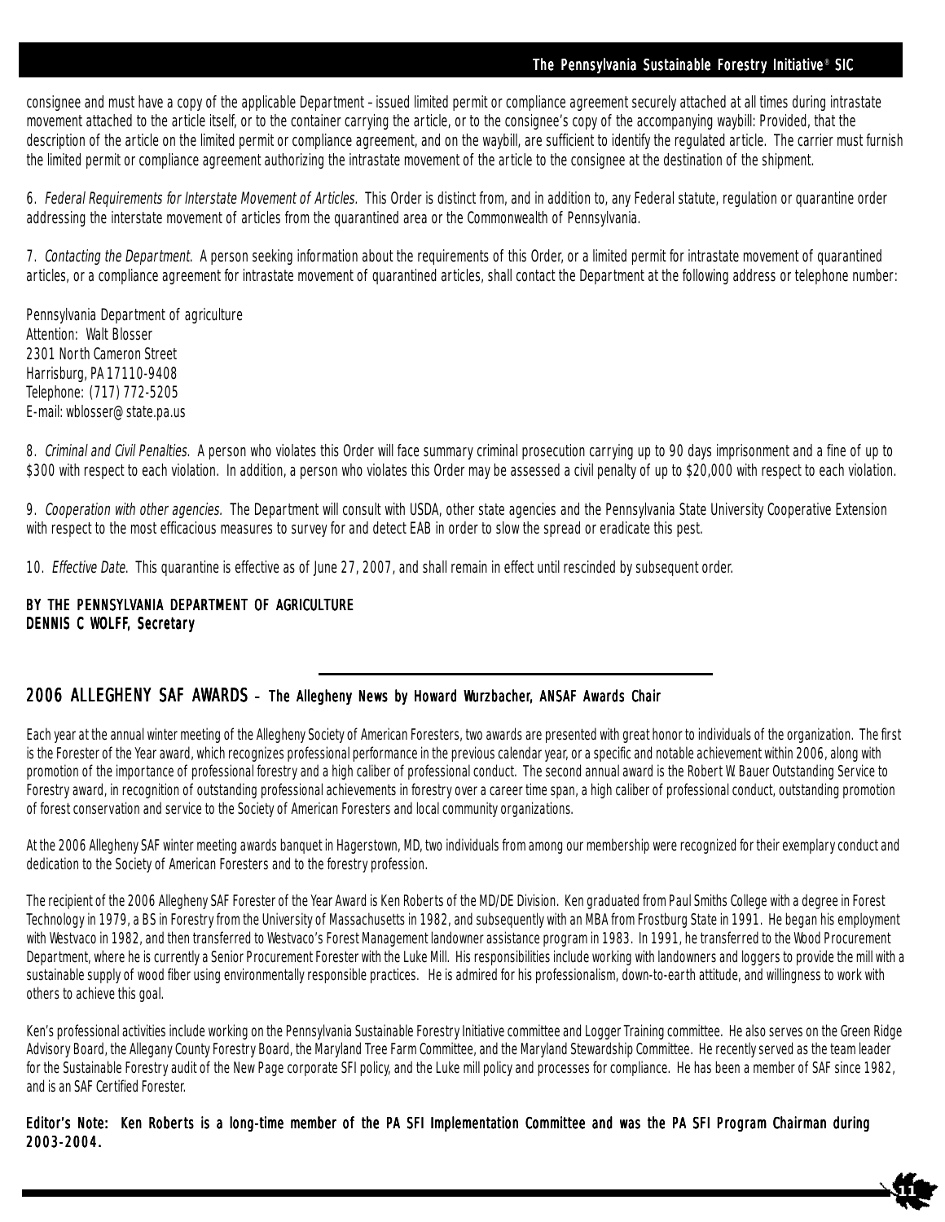consignee and must have a copy of the applicable Department – issued limited permit or compliance agreement securely attached at all times during intrastate movement attached to the article itself, or to the container carrying the article, or to the consignee's copy of the accompanying waybill: Provided, that the description of the article on the limited permit or compliance agreement, and on the waybill, are sufficient to identify the regulated article. The carrier must furnish the limited permit or compliance agreement authorizing the intrastate movement of the article to the consignee at the destination of the shipment.

6. *Federal Requirements for Interstate Movement of Articles.* This Order is distinct from, and in addition to, any Federal statute, regulation or quarantine order addressing the interstate movement of articles from the quarantined area or the Commonwealth of Pennsylvania.

7. *Contacting the Department.* A person seeking information about the requirements of this Order, or a limited permit for intrastate movement of quarantined articles, or a compliance agreement for intrastate movement of quarantined articles, shall contact the Department at the following address or telephone number:

Pennsylvania Department of agriculture
Attention: Walt Blosser
2301 North Cameron Street
Harrisburg, PA 17110-9408
Telephone: (717) 772-5205
E-mail: wblosser@state.pa.us

8. *Criminal and Civil Penalties.* A person who violates this Order will face summary criminal prosecution carrying up to 90 days imprisonment and a fine of up to $300 with respect to each violation. In addition, a person who violates this Order may be assessed a civil penalty of up to $20,000 with respect to each violation.

9. *Cooperation with other agencies.* The Department will consult with USDA, other state agencies and the Pennsylvania State University Cooperative Extension with respect to the most efficacious measures to survey for and detect EAB in order to slow the spread or eradicate this pest.

10. *Effective Date.* This quarantine is effective as of June 27, 2007, and shall remain in effect until rescinded by subsequent order.

**BY THE PENNSYLVANIA DEPARTMENT OF AGRICULTURE**
**DENNIS C WOLFF, Secretary**

## 2006 ALLEGHENY SAF AWARDS – The Allegheny News by Howard Wurzbacher, ANSAF Awards Chair

Each year at the annual winter meeting of the Allegheny Society of American Foresters, two awards are presented with great honor to individuals of the organization. The first is the Forester of the Year award, which recognizes professional performance in the previous calendar year, or a specific and notable achievement within 2006, along with promotion of the importance of professional forestry and a high caliber of professional conduct. The second annual award is the Robert W. Bauer Outstanding Service to Forestry award, in recognition of outstanding professional achievements in forestry over a career time span, a high caliber of professional conduct, outstanding promotion of forest conservation and service to the Society of American Foresters and local community organizations.

At the 2006 Allegheny SAF winter meeting awards banquet in Hagerstown, MD, two individuals from among our membership were recognized for their exemplary conduct and dedication to the Society of American Foresters and to the forestry profession.

The recipient of the 2006 Allegheny SAF Forester of the Year Award is Ken Roberts of the MD/DE Division. Ken graduated from Paul Smiths College with a degree in Forest Technology in 1979, a BS in Forestry from the University of Massachusetts in 1982, and subsequently with an MBA from Frostburg State in 1991. He began his employment with Westvaco in 1982, and then transferred to Westvaco's Forest Management landowner assistance program in 1983. In 1991, he transferred to the Wood Procurement Department, where he is currently a Senior Procurement Forester with the Luke Mill. His responsibilities include working with landowners and loggers to provide the mill with a sustainable supply of wood fiber using environmentally responsible practices. He is admired for his professionalism, down-to-earth attitude, and willingness to work with others to achieve this goal.

Ken's professional activities include working on the Pennsylvania Sustainable Forestry Initiative committee and Logger Training committee. He also serves on the Green Ridge Advisory Board, the Allegany County Forestry Board, the Maryland Tree Farm Committee, and the Maryland Stewardship Committee. He recently served as the team leader for the Sustainable Forestry audit of the New Page corporate SFI policy, and the Luke mill policy and processes for compliance. He has been a member of SAF since 1982, and is an SAF Certified Forester.

**Editor's Note: Ken Roberts is a long-time member of the PA SFI Implementation Committee and was the PA SFI Program Chairman during 2003-2004.**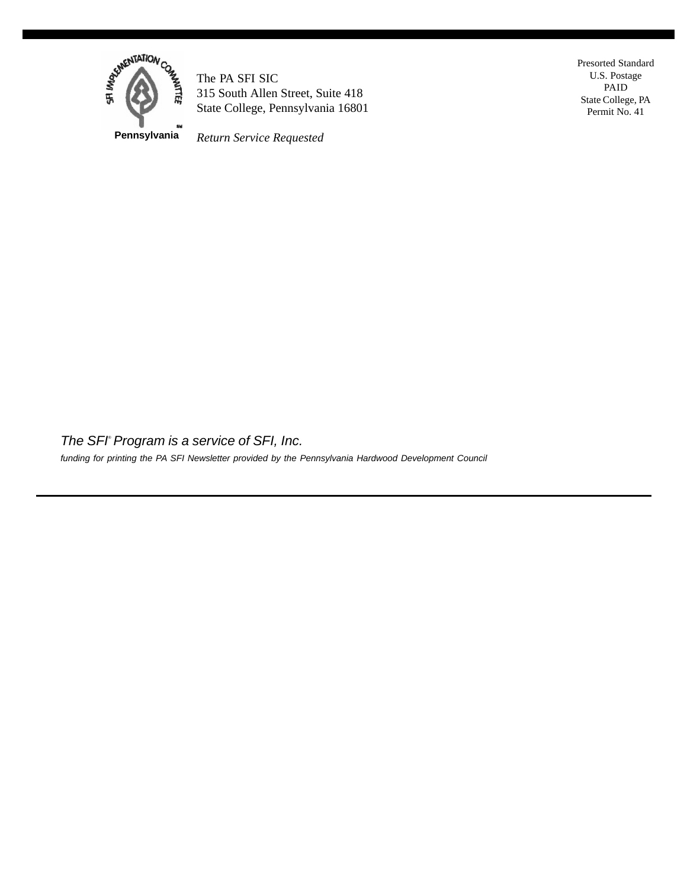Pennsylvania

The PA SFI SIC
315 South Allen Street, Suite 418
State College, Pennsylvania 16801

*Return Service Requested*

Presorted Standard
U.S. Postage
PAID
State College, PA
Permit No. 41

*The SFI® Program is a service of SFI, Inc.*

*funding for printing the PA SFI Newsletter provided by the Pennsylvania Hardwood Development Council*